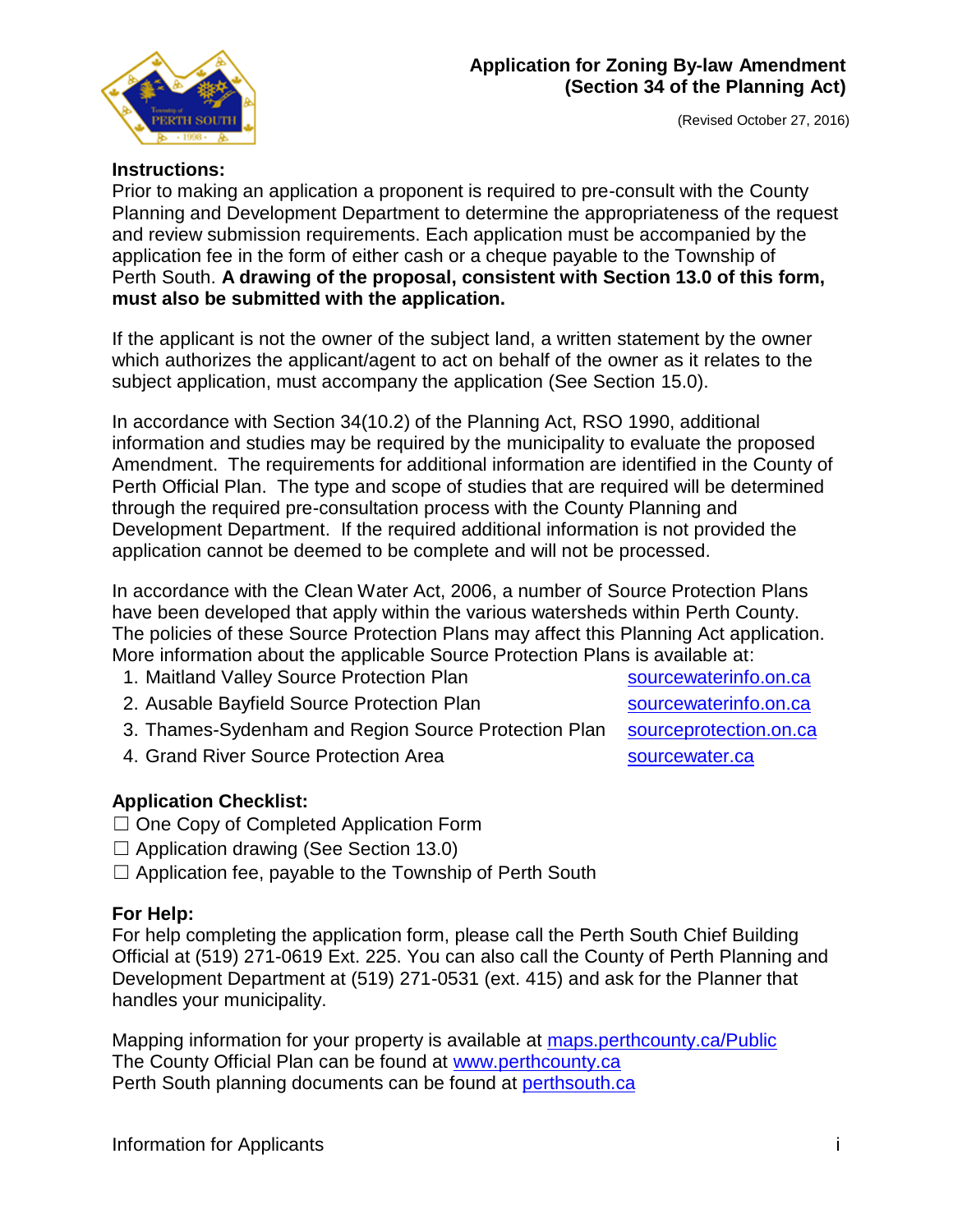# Application for Zoning By-law Amendment (Section 34 of the Planning Act)

(Revised October 27, 2016)

**Instructions:**

Prior to making an application a proponent is required to pre-consult with the County Planning and Development Department to determine the appropriateness of the request and review submission requirements. Each application must be accompanied by the application fee in the form of either cash or a cheque payable to the Township of Perth South. **A drawing of the proposal, consistent with Section 13.0 of this form, must also be submitted with the application.**

If the applicant is not the owner of the subject land, a written statement by the owner which authorizes the applicant/agent to act on behalf of the owner as it relates to the subject application, must accompany the application (See Section 15.0).

In accordance with Section 34(10.2) of the Planning Act, RSO 1990, additional information and studies may be required by the municipality to evaluate the proposed Amendment. The requirements for additional information are identified in the County of Perth Official Plan. The type and scope of studies that are required will be determined through the required pre-consultation process with the County Planning and Development Department. If the required additional information is not provided the application cannot be deemed to be complete and will not be processed.

In accordance with the Clean Water Act, 2006, a number of Source Protection Plans have been developed that apply within the various watersheds within Perth County. The policies of these Source Protection Plans may affect this Planning Act application. More information about the applicable Source Protection Plans is available at:

1. Maitland Valley Source Protection Plan — sourcewaterinfo.on.ca
2. Ausable Bayfield Source Protection Plan — sourcewaterinfo.on.ca
3. Thames-Sydenham and Region Source Protection Plan — sourceprotection.on.ca
4. Grand River Source Protection Area — sourcewater.ca

**Application Checklist:**

☐ One Copy of Completed Application Form
☐ Application drawing (See Section 13.0)
☐ Application fee, payable to the Township of Perth South

**For Help:**

For help completing the application form, please call the Perth South Chief Building Official at (519) 271-0619 Ext. 225. You can also call the County of Perth Planning and Development Department at (519) 271-0531 (ext. 415) and ask for the Planner that handles your municipality.

Mapping information for your property is available at maps.perthcounty.ca/Public
The County Official Plan can be found at www.perthcounty.ca
Perth South planning documents can be found at perthsouth.ca

Information for Applicants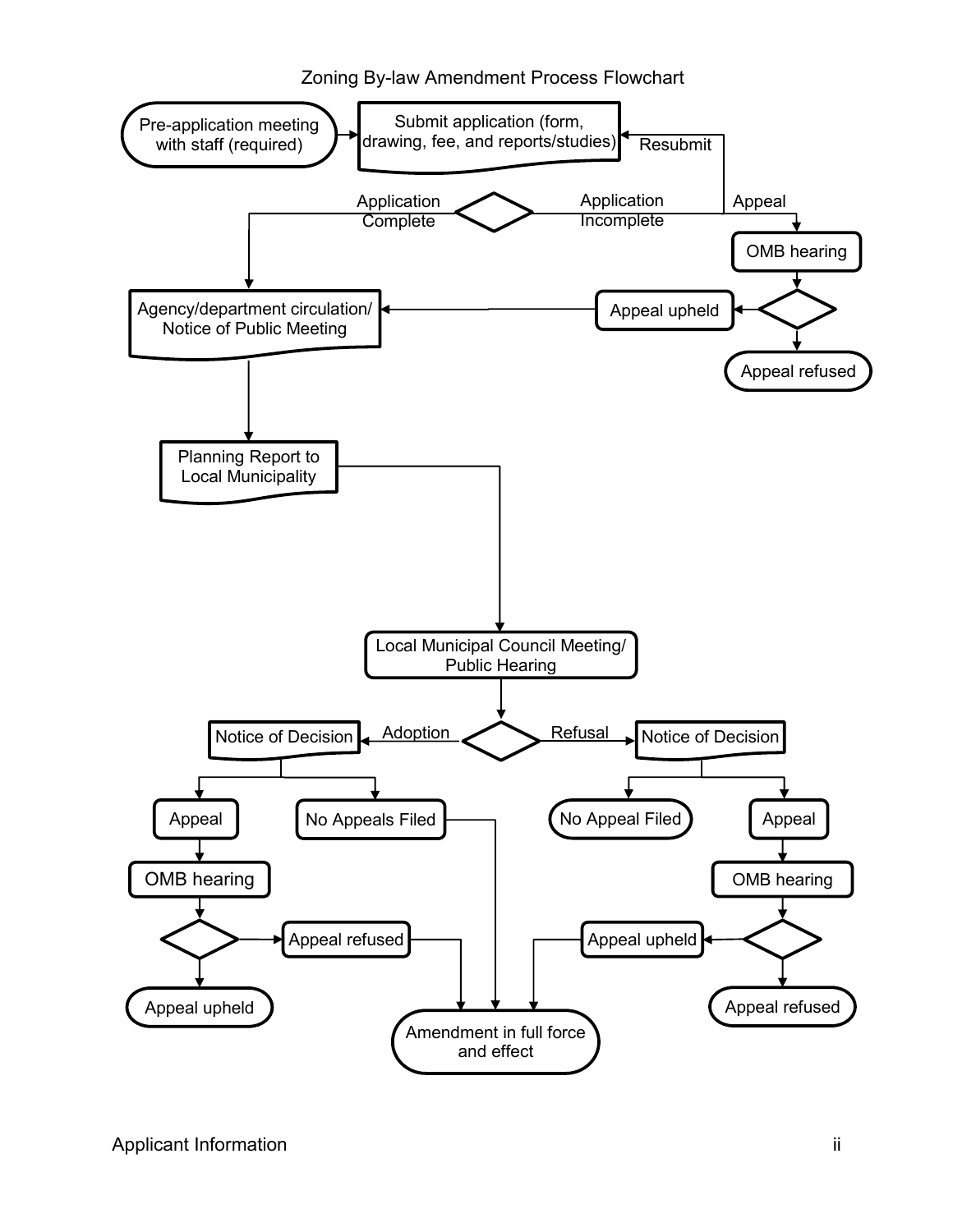# Zoning By-law Amendment Process Flowchart

- Pre-application meeting with staff (required)
- Submit application (form, drawing, fee, and reports/studies)
- Decision: Application Complete / Application Incomplete
  - Application Incomplete:
    - Resubmit → Submit application (form, drawing, fee, and reports/studies)
    - Appeal → OMB hearing
      - Appeal upheld → Agency/department circulation/ Notice of Public Meeting
      - Appeal refused
  - Application Complete → Agency/department circulation/ Notice of Public Meeting
- Planning Report to Local Municipality
- Local Municipal Council Meeting/ Public Hearing
- Decision: Adoption / Refusal
  - Adoption → Notice of Decision
    - Appeal → OMB hearing
      - Appeal refused → Amendment in full force and effect
      - Appeal upheld
    - No Appeals Filed → Amendment in full force and effect
  - Refusal → Notice of Decision
    - No Appeal Filed
    - Appeal → OMB hearing
      - Appeal upheld → Amendment in full force and effect
      - Appeal refused

Applicant Information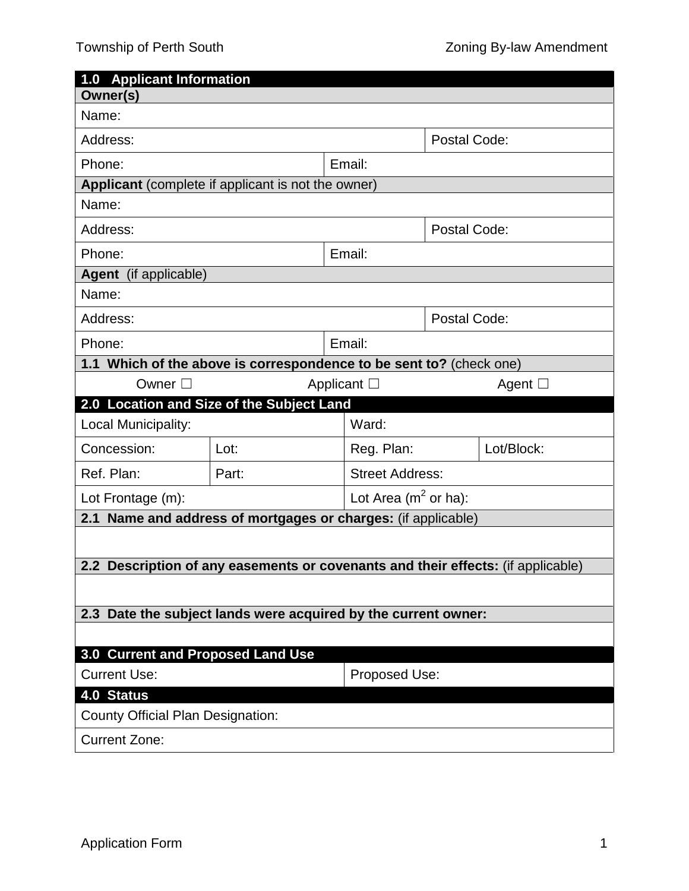## 1.0 Applicant Information

### Owner(s)

| | | |
|---|---|---|
| Name: | | |
| Address: | | Postal Code: |
| Phone: | Email: | |

### Applicant (complete if applicant is not the owner)

| | | |
|---|---|---|
| Name: | | |
| Address: | | Postal Code: |
| Phone: | Email: | |

### Agent (if applicable)

| | | |
|---|---|---|
| Name: | | |
| Address: | | Postal Code: |
| Phone: | Email: | |

### 1.1 Which of the above is correspondence to be sent to? (check one)

Owner ☐ Applicant ☐ Agent ☐

## 2.0 Location and Size of the Subject Land

| | | | |
|---|---|---|---|
| Local Municipality: | | Ward: | |
| Concession: | Lot: | Reg. Plan: | Lot/Block: |
| Ref. Plan: | Part: | Street Address: | |
| Lot Frontage (m): | | Lot Area ($m^2$ or ha): | |

### 2.1 Name and address of mortgages or charges: (if applicable)

### 2.2 Description of any easements or covenants and their effects: (if applicable)

### 2.3 Date the subject lands were acquired by the current owner:

## 3.0 Current and Proposed Land Use

| | |
|---|---|
| Current Use: | Proposed Use: |

## 4.0 Status

County Official Plan Designation:

Current Zone: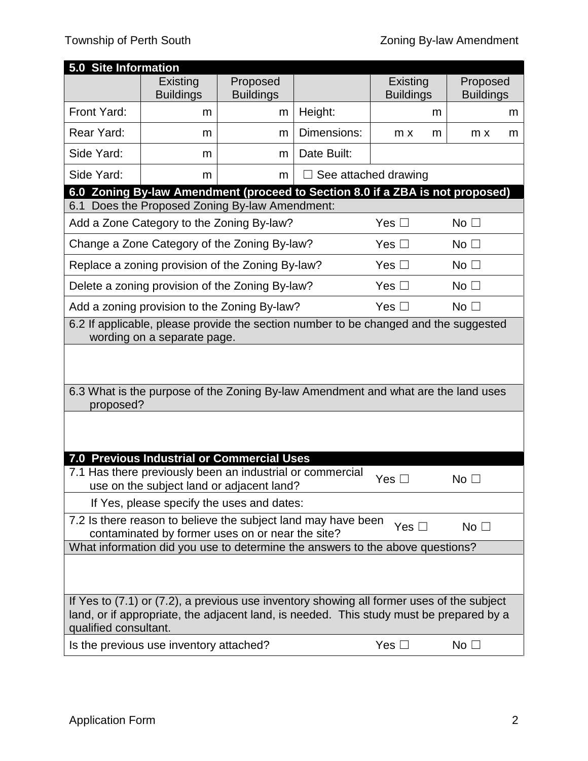## 5.0 Site Information

| | Existing Buildings | Proposed Buildings | | Existing Buildings | Proposed Buildings |
|---|---|---|---|---|---|
| Front Yard: | m | m | Height: | m | m |
| Rear Yard: | m | m | Dimensions: | m x m | m x m |
| Side Yard: | m | m | Date Built: | | |
| Side Yard: | m | m | ☐ See attached drawing | | |

## 6.0 Zoning By-law Amendment (proceed to Section 8.0 if a ZBA is not proposed)

6.1 Does the Proposed Zoning By-law Amendment:

| | | |
|---|---|---|
| Add a Zone Category to the Zoning By-law? | Yes ☐ | No ☐ |
| Change a Zone Category of the Zoning By-law? | Yes ☐ | No ☐ |
| Replace a zoning provision of the Zoning By-law? | Yes ☐ | No ☐ |
| Delete a zoning provision of the Zoning By-law? | Yes ☐ | No ☐ |
| Add a zoning provision to the Zoning By-law? | Yes ☐ | No ☐ |

6.2 If applicable, please provide the section number to be changed and the suggested wording on a separate page.

6.3 What is the purpose of the Zoning By-law Amendment and what are the land uses proposed?

## 7.0 Previous Industrial or Commercial Uses

| | | |
|---|---|---|
| 7.1 Has there previously been an industrial or commercial use on the subject land or adjacent land? | Yes ☐ | No ☐ |

If Yes, please specify the uses and dates:

| | | |
|---|---|---|
| 7.2 Is there reason to believe the subject land may have been contaminated by former uses on or near the site? | Yes ☐ | No ☐ |

What information did you use to determine the answers to the above questions?

If Yes to (7.1) or (7.2), a previous use inventory showing all former uses of the subject land, or if appropriate, the adjacent land, is needed. This study must be prepared by a qualified consultant.

| | | |
|---|---|---|
| Is the previous use inventory attached? | Yes ☐ | No ☐ |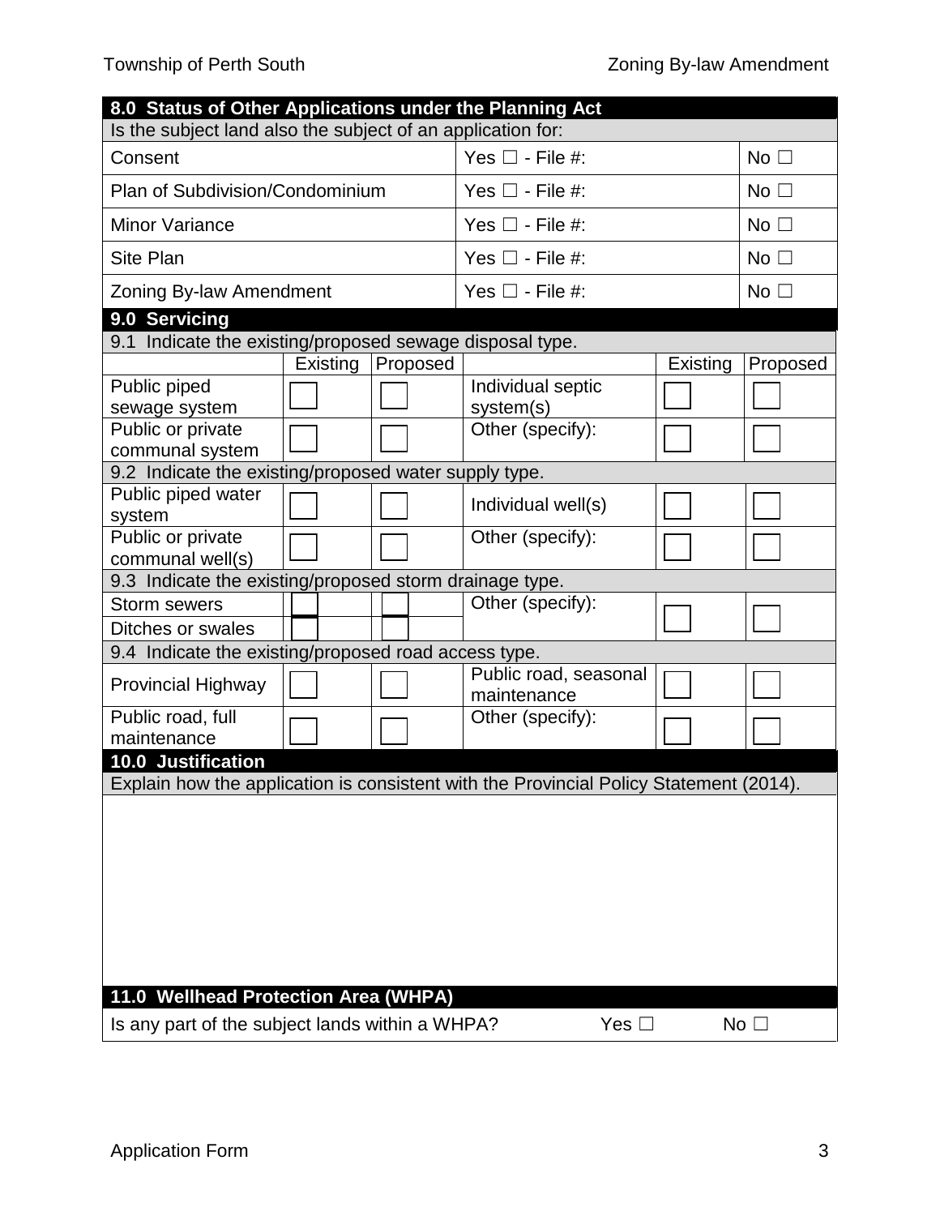## 8.0 Status of Other Applications under the Planning Act

Is the subject land also the subject of an application for:

| | | |
|---|---|---|
| Consent | Yes ☐ - File #: | No ☐ |
| Plan of Subdivision/Condominium | Yes ☐ - File #: | No ☐ |
| Minor Variance | Yes ☐ - File #: | No ☐ |
| Site Plan | Yes ☐ - File #: | No ☐ |
| Zoning By-law Amendment | Yes ☐ - File #: | No ☐ |

## 9.0 Servicing

9.1 Indicate the existing/proposed sewage disposal type.

| | Existing | Proposed | | Existing | Proposed |
|---|---|---|---|---|---|
| Public piped sewage system | ☐ | ☐ | Individual septic system(s) | ☐ | ☐ |
| Public or private communal system | ☐ | ☐ | Other (specify): | ☐ | ☐ |

9.2 Indicate the existing/proposed water supply type.

| | Existing | Proposed | | Existing | Proposed |
|---|---|---|---|---|---|
| Public piped water system | ☐ | ☐ | Individual well(s) | ☐ | ☐ |
| Public or private communal well(s) | ☐ | ☐ | Other (specify): | ☐ | ☐ |

9.3 Indicate the existing/proposed storm drainage type.

| | Existing | Proposed | | Existing | Proposed |
|---|---|---|---|---|---|
| Storm sewers | ☐ | ☐ | Other (specify): | ☐ | ☐ |
| Ditches or swales | ☐ | ☐ | | | |

9.4 Indicate the existing/proposed road access type.

| | Existing | Proposed | | Existing | Proposed |
|---|---|---|---|---|---|
| Provincial Highway | ☐ | ☐ | Public road, seasonal maintenance | ☐ | ☐ |
| Public road, full maintenance | ☐ | ☐ | Other (specify): | ☐ | ☐ |

## 10.0 Justification

Explain how the application is consistent with the Provincial Policy Statement (2014).

## 11.0 Wellhead Protection Area (WHPA)

Is any part of the subject lands within a WHPA? Yes ☐ No ☐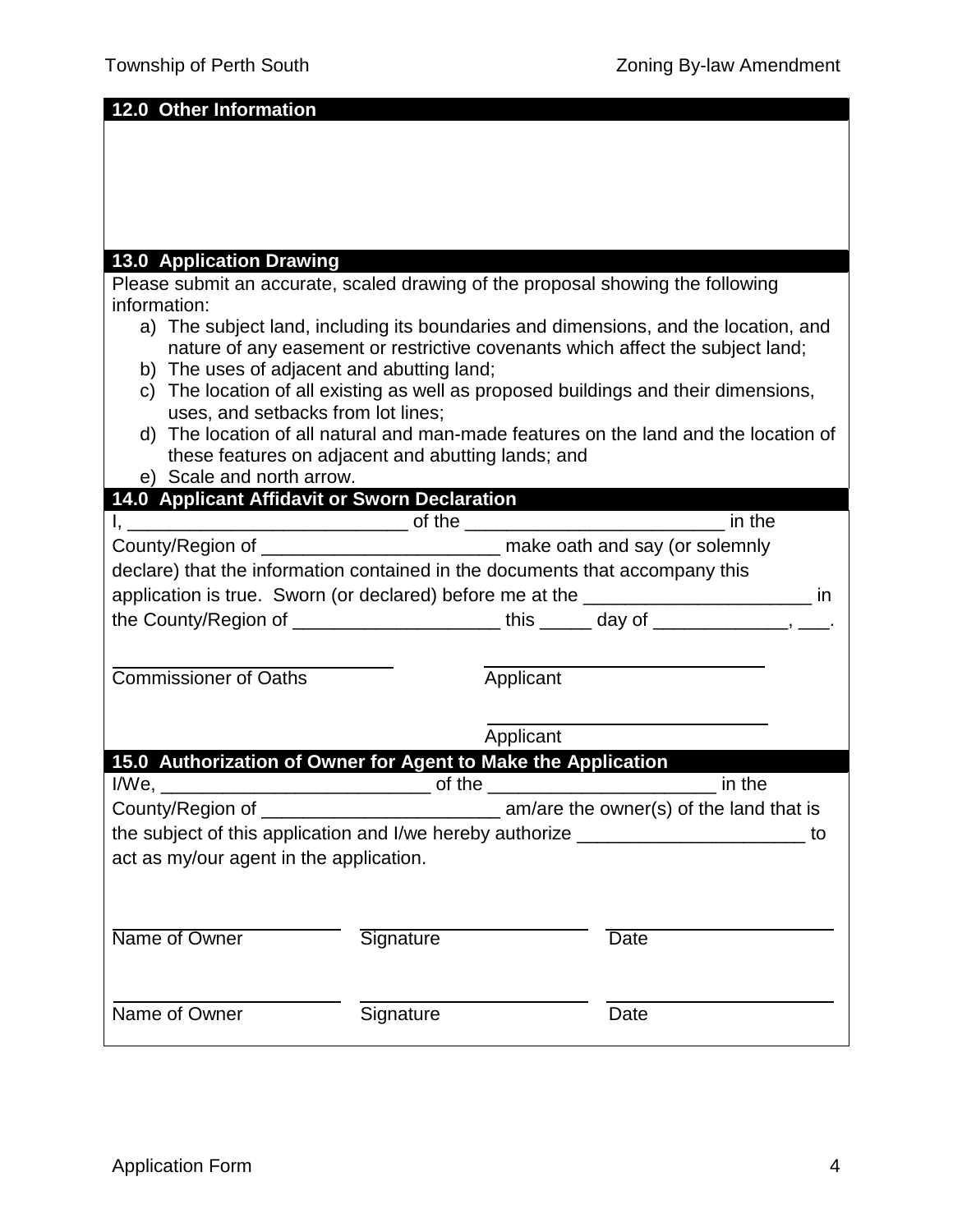## 12.0 Other Information

## 13.0 Application Drawing

Please submit an accurate, scaled drawing of the proposal showing the following information:

a) The subject land, including its boundaries and dimensions, and the location, and nature of any easement or restrictive covenants which affect the subject land;
b) The uses of adjacent and abutting land;
c) The location of all existing as well as proposed buildings and their dimensions, uses, and setbacks from lot lines;
d) The location of all natural and man-made features on the land and the location of these features on adjacent and abutting lands; and
e) Scale and north arrow.

## 14.0 Applicant Affidavit or Sworn Declaration

I, ___________________________ of the _________________________ in the County/Region of _______________________ make oath and say (or solemnly declare) that the information contained in the documents that accompany this application is true. Sworn (or declared) before me at the ______________________ in the County/Region of ____________________ this _____ day of _____________, ___.

______________________________
Commissioner of Oaths

______________________________
Applicant

______________________________
Applicant

## 15.0 Authorization of Owner for Agent to Make the Application

I/We, __________________________ of the ______________________ in the County/Region of _______________________ am/are the owner(s) of the land that is the subject of this application and I/we hereby authorize ______________________ to act as my/our agent in the application.

| Name of Owner | Signature | Date |
|---|---|---|
| | | |
| | | |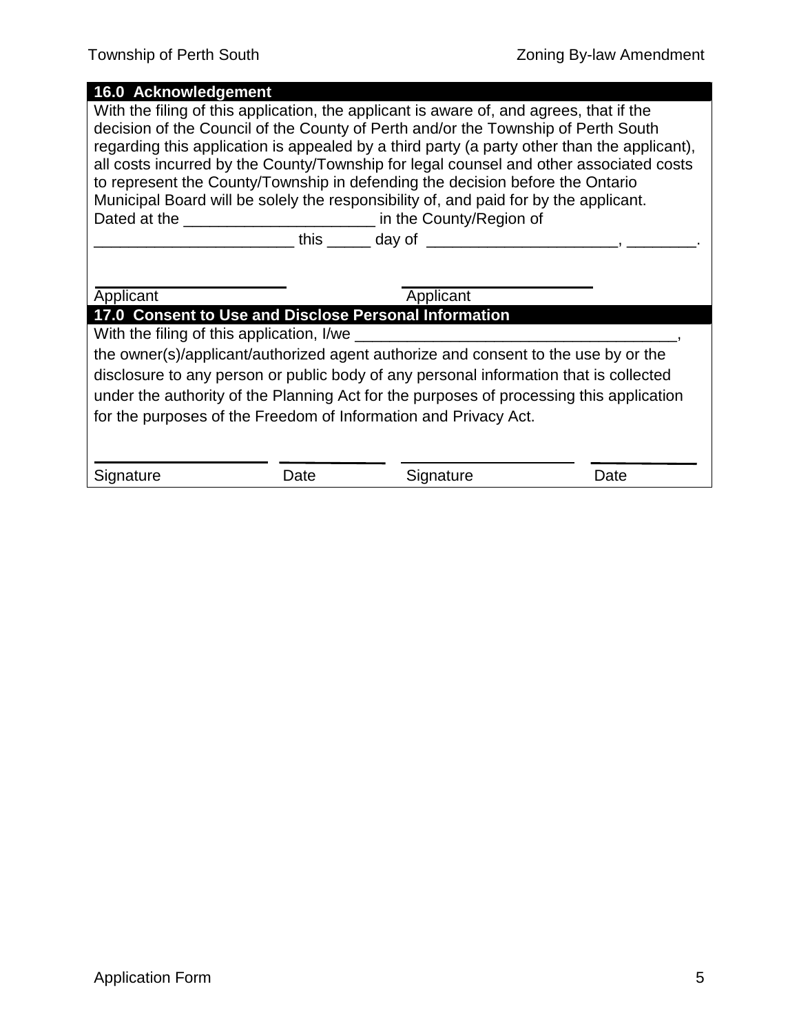## 16.0 Acknowledgement

With the filing of this application, the applicant is aware of, and agrees, that if the decision of the Council of the County of Perth and/or the Township of Perth South regarding this application is appealed by a third party (a party other than the applicant), all costs incurred by the County/Township for legal counsel and other associated costs to represent the County/Township in defending the decision before the Ontario Municipal Board will be solely the responsibility of, and paid for by the applicant.

Dated at the ______________________ in the County/Region of _______________________ this _____ day of ______________________, ________.

| | |
|---|---|
| ______________________ | ______________________ |
| Applicant | Applicant |

## 17.0 Consent to Use and Disclose Personal Information

With the filing of this application, I/we _____________________________________, the owner(s)/applicant/authorized agent authorize and consent to the use by or the disclosure to any person or public body of any personal information that is collected under the authority of the Planning Act for the purposes of processing this application for the purposes of the Freedom of Information and Privacy Act.

| | | | |
|---|---|---|---|
| ______________________ | ____________ | ______________________ | ____________ |
| Signature | Date | Signature | Date |